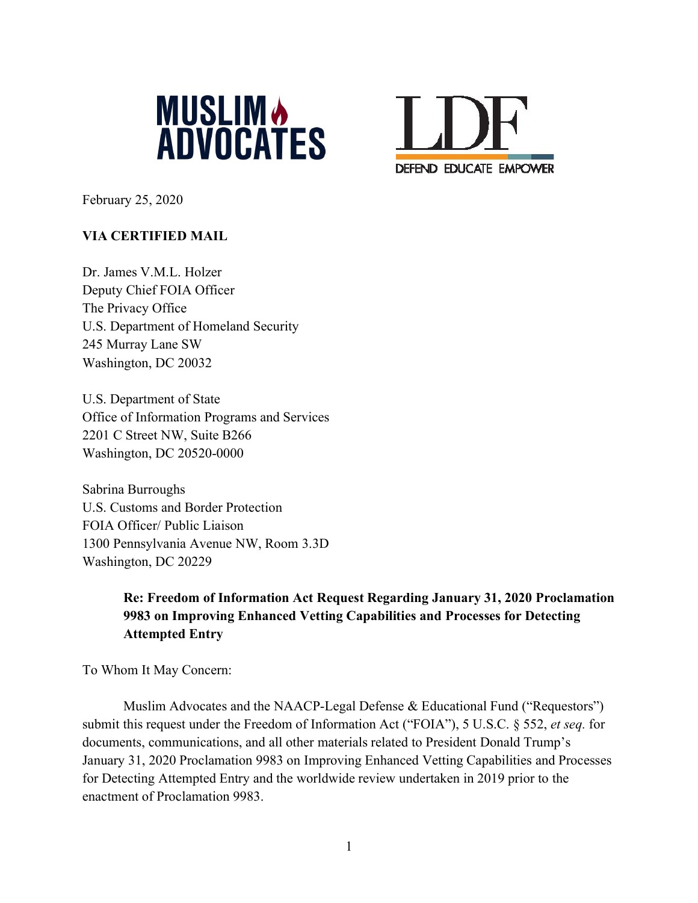MUSLIM ADVOCATES

LDF
DEFEND EDUCATE EMPOWER

February 25, 2020

**VIA CERTIFIED MAIL**

Dr. James V.M.L. Holzer
Deputy Chief FOIA Officer
The Privacy Office
U.S. Department of Homeland Security
245 Murray Lane SW
Washington, DC 20032

U.S. Department of State
Office of Information Programs and Services
2201 C Street NW, Suite B266
Washington, DC 20520-0000

Sabrina Burroughs
U.S. Customs and Border Protection
FOIA Officer/ Public Liaison
1300 Pennsylvania Avenue NW, Room 3.3D
Washington, DC 20229

**Re: Freedom of Information Act Request Regarding January 31, 2020 Proclamation 9983 on Improving Enhanced Vetting Capabilities and Processes for Detecting Attempted Entry**

To Whom It May Concern:

Muslim Advocates and the NAACP-Legal Defense & Educational Fund ("Requestors") submit this request under the Freedom of Information Act ("FOIA"), 5 U.S.C. § 552, *et seq.* for documents, communications, and all other materials related to President Donald Trump's January 31, 2020 Proclamation 9983 on Improving Enhanced Vetting Capabilities and Processes for Detecting Attempted Entry and the worldwide review undertaken in 2019 prior to the enactment of Proclamation 9983.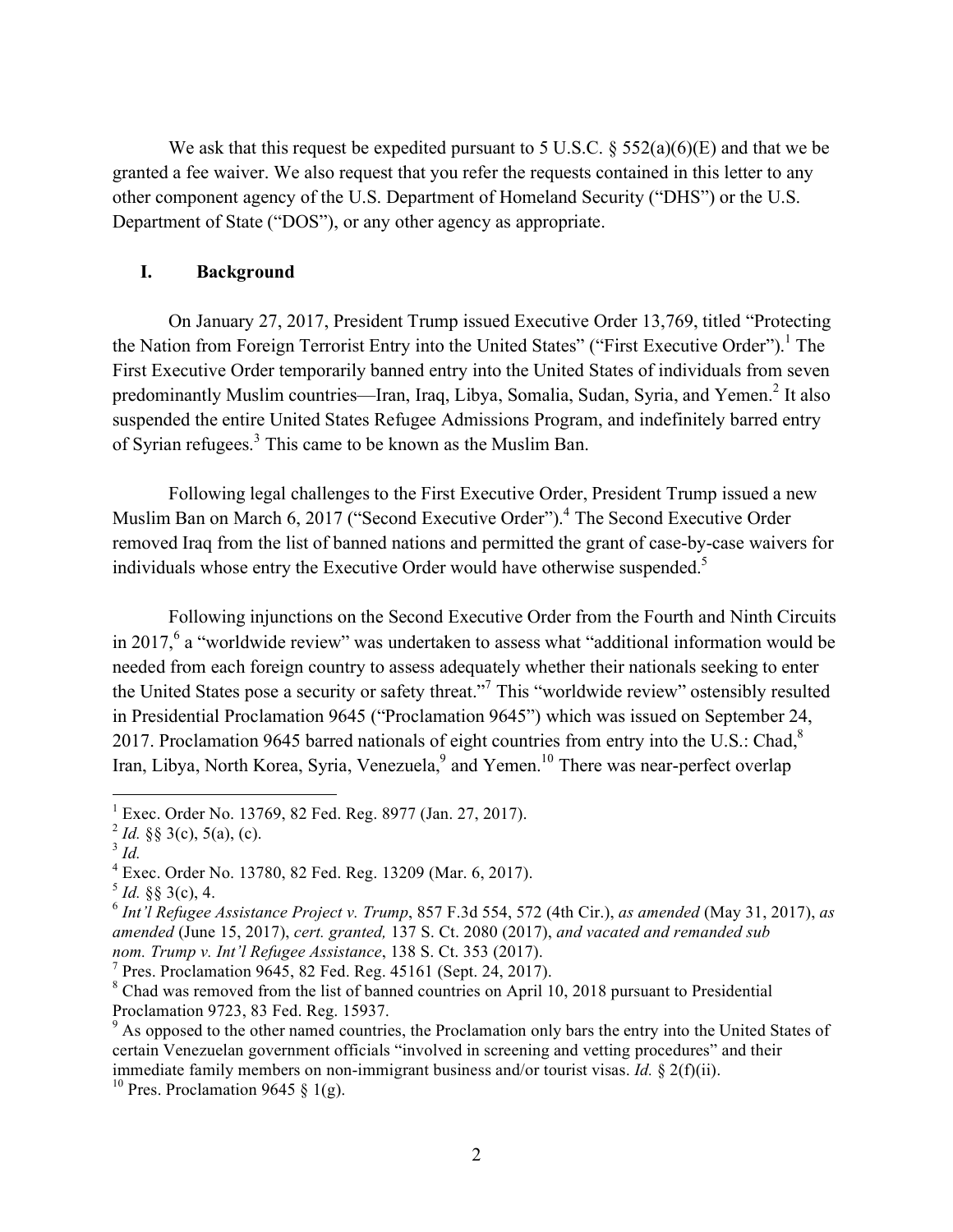We ask that this request be expedited pursuant to 5 U.S.C. § 552(a)(6)(E) and that we be granted a fee waiver. We also request that you refer the requests contained in this letter to any other component agency of the U.S. Department of Homeland Security ("DHS") or the U.S. Department of State ("DOS"), or any other agency as appropriate.

## I. Background

On January 27, 2017, President Trump issued Executive Order 13,769, titled "Protecting the Nation from Foreign Terrorist Entry into the United States" ("First Executive Order").[1] The First Executive Order temporarily banned entry into the United States of individuals from seven predominantly Muslim countries—Iran, Iraq, Libya, Somalia, Sudan, Syria, and Yemen.[2] It also suspended the entire United States Refugee Admissions Program, and indefinitely barred entry of Syrian refugees.[3] This came to be known as the Muslim Ban.

Following legal challenges to the First Executive Order, President Trump issued a new Muslim Ban on March 6, 2017 ("Second Executive Order").[4] The Second Executive Order removed Iraq from the list of banned nations and permitted the grant of case-by-case waivers for individuals whose entry the Executive Order would have otherwise suspended.[5]

Following injunctions on the Second Executive Order from the Fourth and Ninth Circuits in 2017,[6] a "worldwide review" was undertaken to assess what "additional information would be needed from each foreign country to assess adequately whether their nationals seeking to enter the United States pose a security or safety threat."[7] This "worldwide review" ostensibly resulted in Presidential Proclamation 9645 ("Proclamation 9645") which was issued on September 24, 2017. Proclamation 9645 barred nationals of eight countries from entry into the U.S.: Chad,[8] Iran, Libya, North Korea, Syria, Venezuela,[9] and Yemen.[10] There was near-perfect overlap

---

[1] Exec. Order No. 13769, 82 Fed. Reg. 8977 (Jan. 27, 2017).

[2] *Id.* §§ 3(c), 5(a), (c).

[3] *Id.*

[4] Exec. Order No. 13780, 82 Fed. Reg. 13209 (Mar. 6, 2017).

[5] *Id.* §§ 3(c), 4.

[6] *Int'l Refugee Assistance Project v. Trump*, 857 F.3d 554, 572 (4th Cir.), *as amended* (May 31, 2017), *as amended* (June 15, 2017), *cert. granted,* 137 S. Ct. 2080 (2017), *and vacated and remanded sub nom. Trump v. Int'l Refugee Assistance*, 138 S. Ct. 353 (2017).

[7] Pres. Proclamation 9645, 82 Fed. Reg. 45161 (Sept. 24, 2017).

[8] Chad was removed from the list of banned countries on April 10, 2018 pursuant to Presidential Proclamation 9723, 83 Fed. Reg. 15937.

[9] As opposed to the other named countries, the Proclamation only bars the entry into the United States of certain Venezuelan government officials "involved in screening and vetting procedures" and their immediate family members on non-immigrant business and/or tourist visas. *Id.* § 2(f)(ii).

[10] Pres. Proclamation 9645 § 1(g).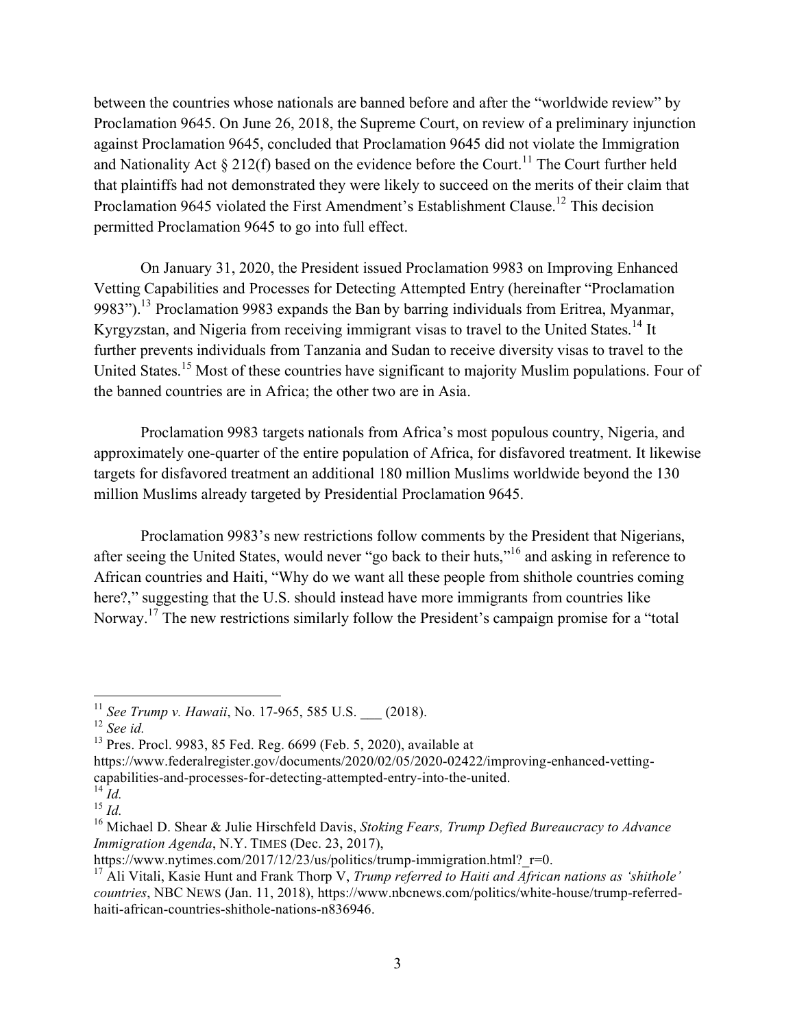between the countries whose nationals are banned before and after the "worldwide review" by Proclamation 9645. On June 26, 2018, the Supreme Court, on review of a preliminary injunction against Proclamation 9645, concluded that Proclamation 9645 did not violate the Immigration and Nationality Act § 212(f) based on the evidence before the Court.[11] The Court further held that plaintiffs had not demonstrated they were likely to succeed on the merits of their claim that Proclamation 9645 violated the First Amendment's Establishment Clause.[12] This decision permitted Proclamation 9645 to go into full effect.

On January 31, 2020, the President issued Proclamation 9983 on Improving Enhanced Vetting Capabilities and Processes for Detecting Attempted Entry (hereinafter "Proclamation 9983").[13] Proclamation 9983 expands the Ban by barring individuals from Eritrea, Myanmar, Kyrgyzstan, and Nigeria from receiving immigrant visas to travel to the United States.[14] It further prevents individuals from Tanzania and Sudan to receive diversity visas to travel to the United States.[15] Most of these countries have significant to majority Muslim populations. Four of the banned countries are in Africa; the other two are in Asia.

Proclamation 9983 targets nationals from Africa's most populous country, Nigeria, and approximately one-quarter of the entire population of Africa, for disfavored treatment. It likewise targets for disfavored treatment an additional 180 million Muslims worldwide beyond the 130 million Muslims already targeted by Presidential Proclamation 9645.

Proclamation 9983's new restrictions follow comments by the President that Nigerians, after seeing the United States, would never "go back to their huts,"[16] and asking in reference to African countries and Haiti, "Why do we want all these people from shithole countries coming here?," suggesting that the U.S. should instead have more immigrants from countries like Norway.[17] The new restrictions similarly follow the President's campaign promise for a "total

---

[11] *See Trump v. Hawaii*, No. 17-965, 585 U.S. ___ (2018).

[12] *See id.*

[13] Pres. Procl. 9983, 85 Fed. Reg. 6699 (Feb. 5, 2020), available at https://www.federalregister.gov/documents/2020/02/05/2020-02422/improving-enhanced-vetting-capabilities-and-processes-for-detecting-attempted-entry-into-the-united.

[14] *Id.*

[15] *Id.*

[16] Michael D. Shear & Julie Hirschfeld Davis, *Stoking Fears, Trump Defied Bureaucracy to Advance Immigration Agenda*, N.Y. TIMES (Dec. 23, 2017), https://www.nytimes.com/2017/12/23/us/politics/trump-immigration.html?_r=0.

[17] Ali Vitali, Kasie Hunt and Frank Thorp V, *Trump referred to Haiti and African nations as 'shithole' countries*, NBC NEWS (Jan. 11, 2018), https://www.nbcnews.com/politics/white-house/trump-referred-haiti-african-countries-shithole-nations-n836946.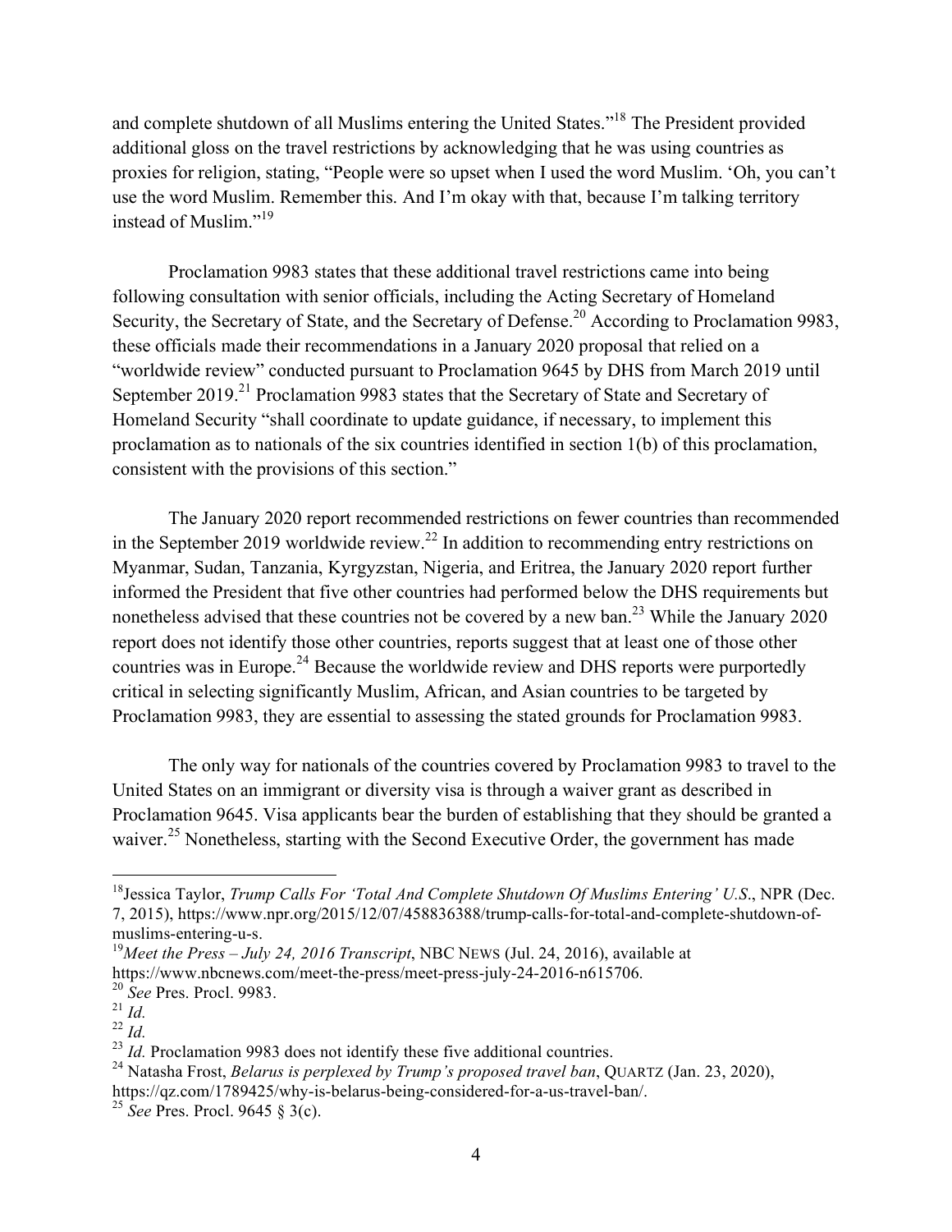and complete shutdown of all Muslims entering the United States."[18] The President provided additional gloss on the travel restrictions by acknowledging that he was using countries as proxies for religion, stating, "People were so upset when I used the word Muslim. 'Oh, you can't use the word Muslim. Remember this. And I'm okay with that, because I'm talking territory instead of Muslim."[19]

Proclamation 9983 states that these additional travel restrictions came into being following consultation with senior officials, including the Acting Secretary of Homeland Security, the Secretary of State, and the Secretary of Defense.[20] According to Proclamation 9983, these officials made their recommendations in a January 2020 proposal that relied on a "worldwide review" conducted pursuant to Proclamation 9645 by DHS from March 2019 until September 2019.[21] Proclamation 9983 states that the Secretary of State and Secretary of Homeland Security "shall coordinate to update guidance, if necessary, to implement this proclamation as to nationals of the six countries identified in section 1(b) of this proclamation, consistent with the provisions of this section."

The January 2020 report recommended restrictions on fewer countries than recommended in the September 2019 worldwide review.[22] In addition to recommending entry restrictions on Myanmar, Sudan, Tanzania, Kyrgyzstan, Nigeria, and Eritrea, the January 2020 report further informed the President that five other countries had performed below the DHS requirements but nonetheless advised that these countries not be covered by a new ban.[23] While the January 2020 report does not identify those other countries, reports suggest that at least one of those other countries was in Europe.[24] Because the worldwide review and DHS reports were purportedly critical in selecting significantly Muslim, African, and Asian countries to be targeted by Proclamation 9983, they are essential to assessing the stated grounds for Proclamation 9983.

The only way for nationals of the countries covered by Proclamation 9983 to travel to the United States on an immigrant or diversity visa is through a waiver grant as described in Proclamation 9645. Visa applicants bear the burden of establishing that they should be granted a waiver.[25] Nonetheless, starting with the Second Executive Order, the government has made

---

[18] Jessica Taylor, *Trump Calls For 'Total And Complete Shutdown Of Muslims Entering' U.S.*, NPR (Dec. 7, 2015), https://www.npr.org/2015/12/07/458836388/trump-calls-for-total-and-complete-shutdown-of-muslims-entering-u-s.

[19] *Meet the Press – July 24, 2016 Transcript*, NBC NEWS (Jul. 24, 2016), available at https://www.nbcnews.com/meet-the-press/meet-press-july-24-2016-n615706.

[20] *See* Pres. Procl. 9983.

[21] *Id.*

[22] *Id.*

[23] *Id.* Proclamation 9983 does not identify these five additional countries.

[24] Natasha Frost, *Belarus is perplexed by Trump's proposed travel ban*, QUARTZ (Jan. 23, 2020), https://qz.com/1789425/why-is-belarus-being-considered-for-a-us-travel-ban/.

[25] *See* Pres. Procl. 9645 § 3(c).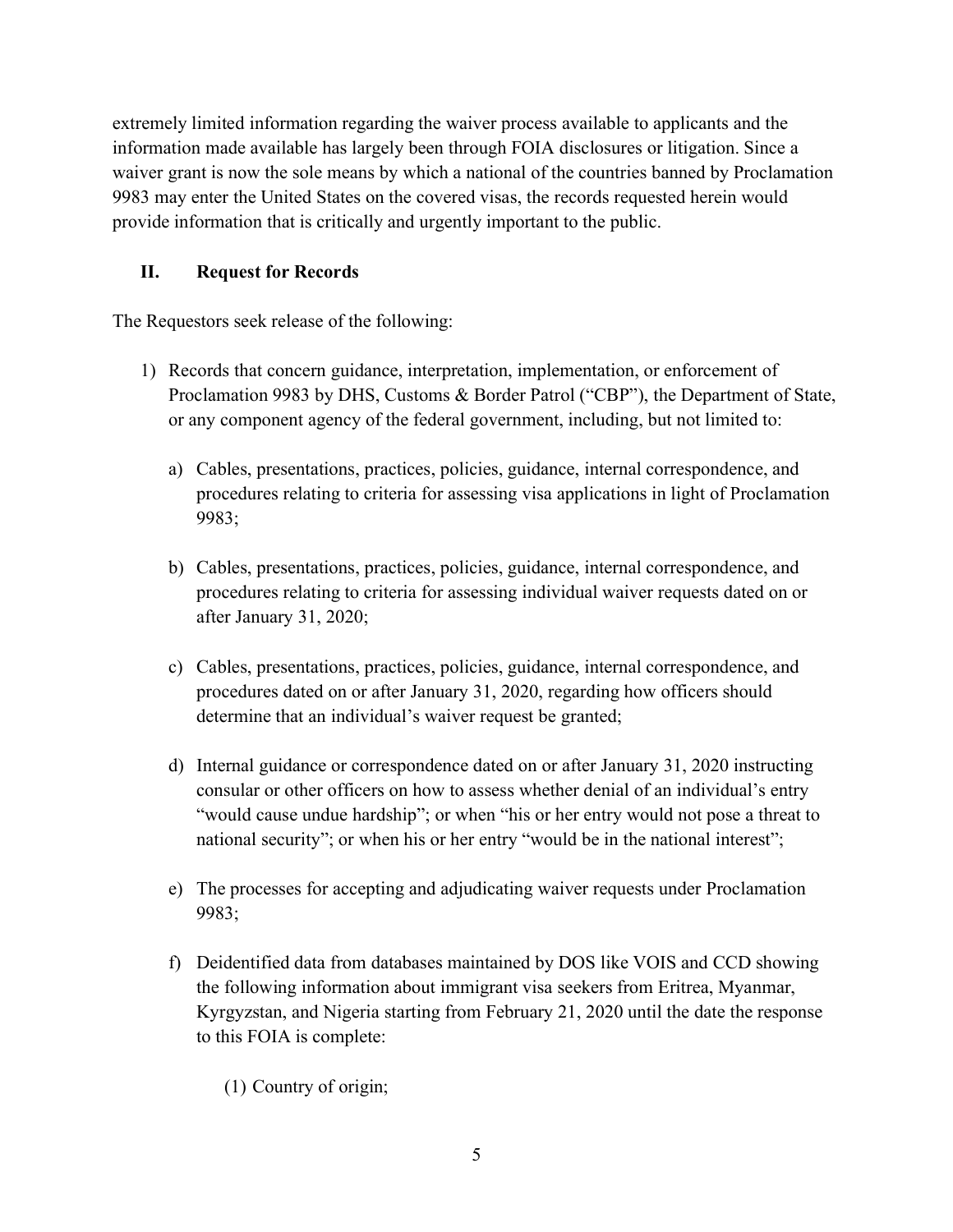extremely limited information regarding the waiver process available to applicants and the information made available has largely been through FOIA disclosures or litigation. Since a waiver grant is now the sole means by which a national of the countries banned by Proclamation 9983 may enter the United States on the covered visas, the records requested herein would provide information that is critically and urgently important to the public.

## II. Request for Records

The Requestors seek release of the following:

1) Records that concern guidance, interpretation, implementation, or enforcement of Proclamation 9983 by DHS, Customs & Border Patrol ("CBP"), the Department of State, or any component agency of the federal government, including, but not limited to:

   a) Cables, presentations, practices, policies, guidance, internal correspondence, and procedures relating to criteria for assessing visa applications in light of Proclamation 9983;

   b) Cables, presentations, practices, policies, guidance, internal correspondence, and procedures relating to criteria for assessing individual waiver requests dated on or after January 31, 2020;

   c) Cables, presentations, practices, policies, guidance, internal correspondence, and procedures dated on or after January 31, 2020, regarding how officers should determine that an individual's waiver request be granted;

   d) Internal guidance or correspondence dated on or after January 31, 2020 instructing consular or other officers on how to assess whether denial of an individual's entry "would cause undue hardship"; or when "his or her entry would not pose a threat to national security"; or when his or her entry "would be in the national interest";

   e) The processes for accepting and adjudicating waiver requests under Proclamation 9983;

   f) Deidentified data from databases maintained by DOS like VOIS and CCD showing the following information about immigrant visa seekers from Eritrea, Myanmar, Kyrgyzstan, and Nigeria starting from February 21, 2020 until the date the response to this FOIA is complete:

      (1) Country of origin;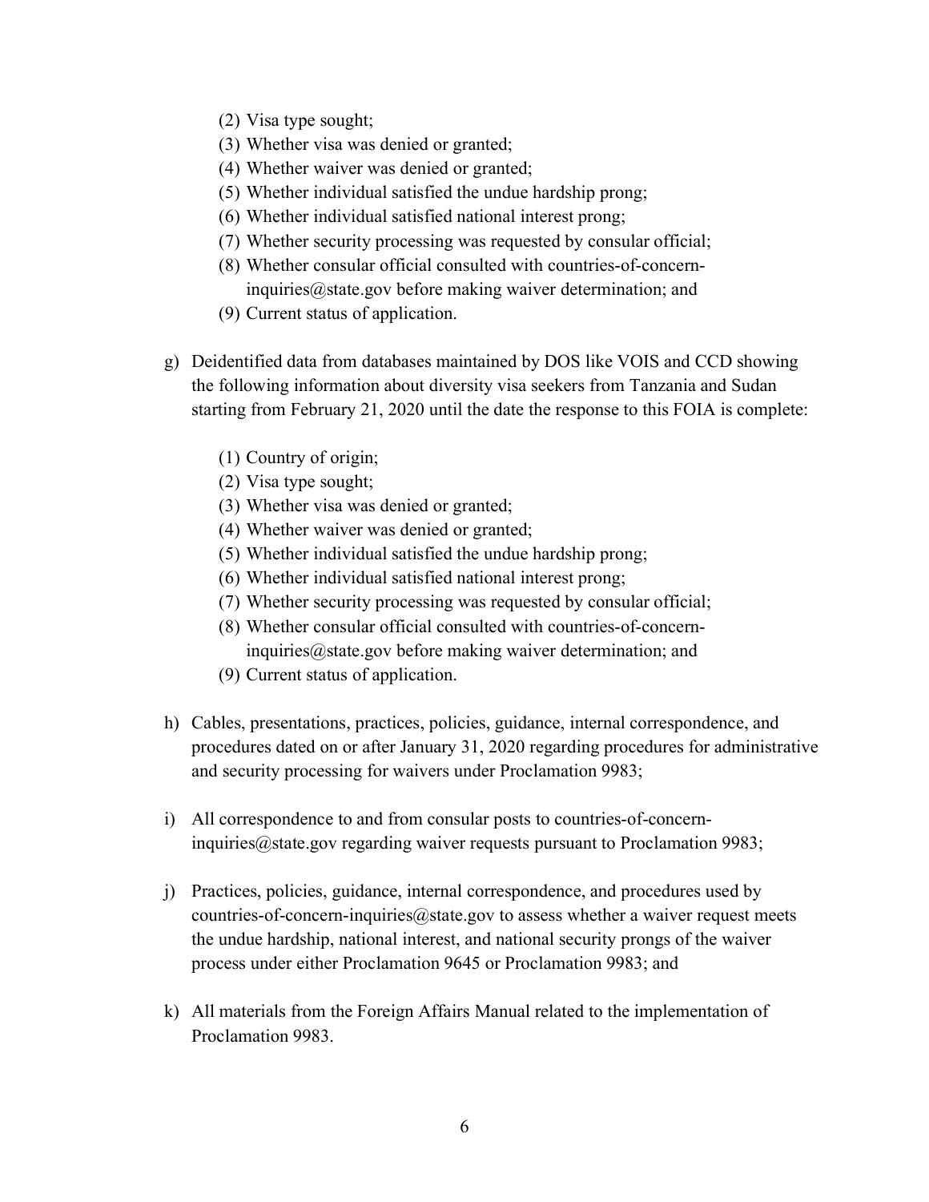(2) Visa type sought;
(3) Whether visa was denied or granted;
(4) Whether waiver was denied or granted;
(5) Whether individual satisfied the undue hardship prong;
(6) Whether individual satisfied national interest prong;
(7) Whether security processing was requested by consular official;
(8) Whether consular official consulted with countries-of-concern-inquiries@state.gov before making waiver determination; and
(9) Current status of application.

g) Deidentified data from databases maintained by DOS like VOIS and CCD showing the following information about diversity visa seekers from Tanzania and Sudan starting from February 21, 2020 until the date the response to this FOIA is complete:

(1) Country of origin;
(2) Visa type sought;
(3) Whether visa was denied or granted;
(4) Whether waiver was denied or granted;
(5) Whether individual satisfied the undue hardship prong;
(6) Whether individual satisfied national interest prong;
(7) Whether security processing was requested by consular official;
(8) Whether consular official consulted with countries-of-concern-inquiries@state.gov before making waiver determination; and
(9) Current status of application.

h) Cables, presentations, practices, policies, guidance, internal correspondence, and procedures dated on or after January 31, 2020 regarding procedures for administrative and security processing for waivers under Proclamation 9983;

i) All correspondence to and from consular posts to countries-of-concern-inquiries@state.gov regarding waiver requests pursuant to Proclamation 9983;

j) Practices, policies, guidance, internal correspondence, and procedures used by countries-of-concern-inquiries@state.gov to assess whether a waiver request meets the undue hardship, national interest, and national security prongs of the waiver process under either Proclamation 9645 or Proclamation 9983; and

k) All materials from the Foreign Affairs Manual related to the implementation of Proclamation 9983.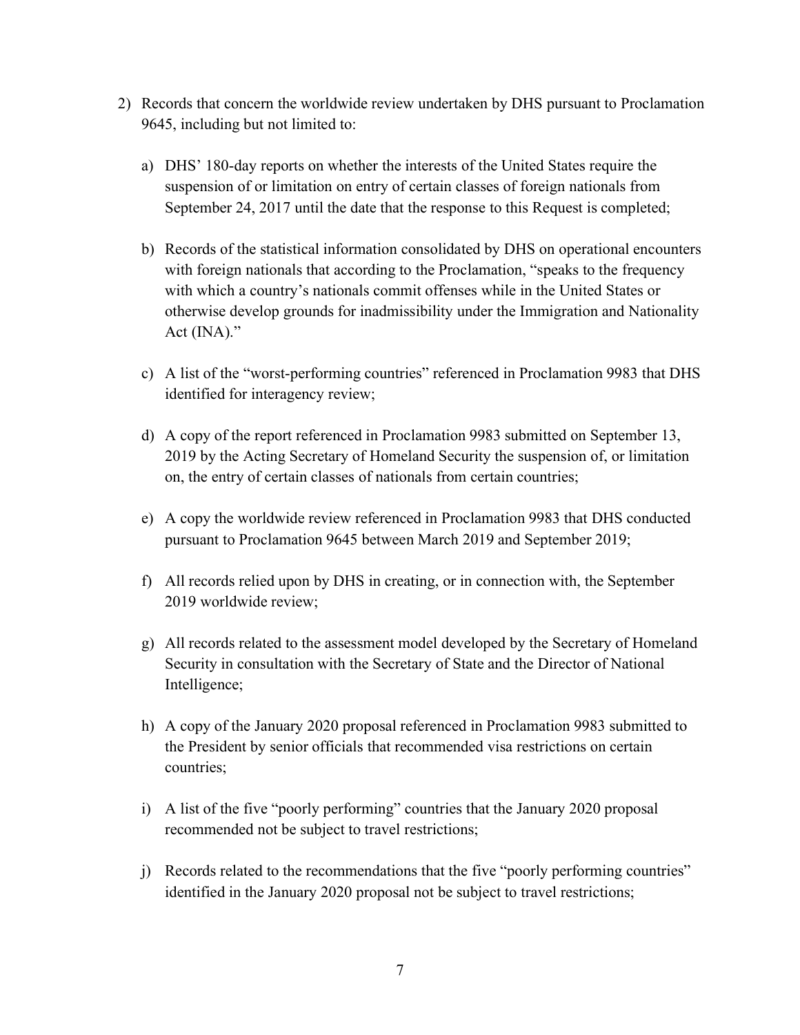2) Records that concern the worldwide review undertaken by DHS pursuant to Proclamation 9645, including but not limited to:

   a) DHS' 180-day reports on whether the interests of the United States require the suspension of or limitation on entry of certain classes of foreign nationals from September 24, 2017 until the date that the response to this Request is completed;

   b) Records of the statistical information consolidated by DHS on operational encounters with foreign nationals that according to the Proclamation, "speaks to the frequency with which a country's nationals commit offenses while in the United States or otherwise develop grounds for inadmissibility under the Immigration and Nationality Act (INA)."

   c) A list of the "worst-performing countries" referenced in Proclamation 9983 that DHS identified for interagency review;

   d) A copy of the report referenced in Proclamation 9983 submitted on September 13, 2019 by the Acting Secretary of Homeland Security the suspension of, or limitation on, the entry of certain classes of nationals from certain countries;

   e) A copy the worldwide review referenced in Proclamation 9983 that DHS conducted pursuant to Proclamation 9645 between March 2019 and September 2019;

   f) All records relied upon by DHS in creating, or in connection with, the September 2019 worldwide review;

   g) All records related to the assessment model developed by the Secretary of Homeland Security in consultation with the Secretary of State and the Director of National Intelligence;

   h) A copy of the January 2020 proposal referenced in Proclamation 9983 submitted to the President by senior officials that recommended visa restrictions on certain countries;

   i) A list of the five "poorly performing" countries that the January 2020 proposal recommended not be subject to travel restrictions;

   j) Records related to the recommendations that the five "poorly performing countries" identified in the January 2020 proposal not be subject to travel restrictions;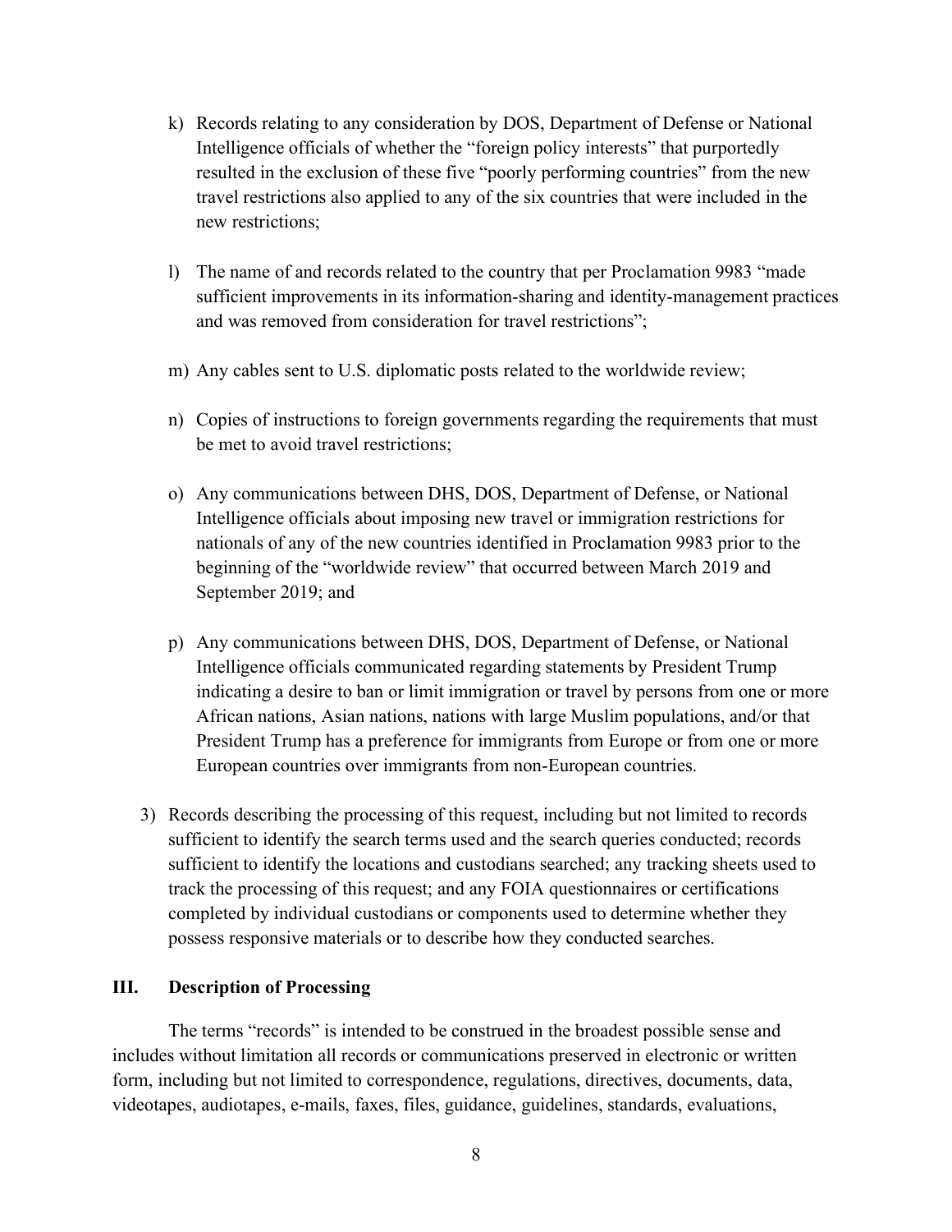k) Records relating to any consideration by DOS, Department of Defense or National Intelligence officials of whether the "foreign policy interests" that purportedly resulted in the exclusion of these five "poorly performing countries" from the new travel restrictions also applied to any of the six countries that were included in the new restrictions;

l) The name of and records related to the country that per Proclamation 9983 "made sufficient improvements in its information-sharing and identity-management practices and was removed from consideration for travel restrictions";

m) Any cables sent to U.S. diplomatic posts related to the worldwide review;

n) Copies of instructions to foreign governments regarding the requirements that must be met to avoid travel restrictions;

o) Any communications between DHS, DOS, Department of Defense, or National Intelligence officials about imposing new travel or immigration restrictions for nationals of any of the new countries identified in Proclamation 9983 prior to the beginning of the "worldwide review" that occurred between March 2019 and September 2019; and

p) Any communications between DHS, DOS, Department of Defense, or National Intelligence officials communicated regarding statements by President Trump indicating a desire to ban or limit immigration or travel by persons from one or more African nations, Asian nations, nations with large Muslim populations, and/or that President Trump has a preference for immigrants from Europe or from one or more European countries over immigrants from non-European countries.

3) Records describing the processing of this request, including but not limited to records sufficient to identify the search terms used and the search queries conducted; records sufficient to identify the locations and custodians searched; any tracking sheets used to track the processing of this request; and any FOIA questionnaires or certifications completed by individual custodians or components used to determine whether they possess responsive materials or to describe how they conducted searches.

## III. Description of Processing

The terms "records" is intended to be construed in the broadest possible sense and includes without limitation all records or communications preserved in electronic or written form, including but not limited to correspondence, regulations, directives, documents, data, videotapes, audiotapes, e-mails, faxes, files, guidance, guidelines, standards, evaluations,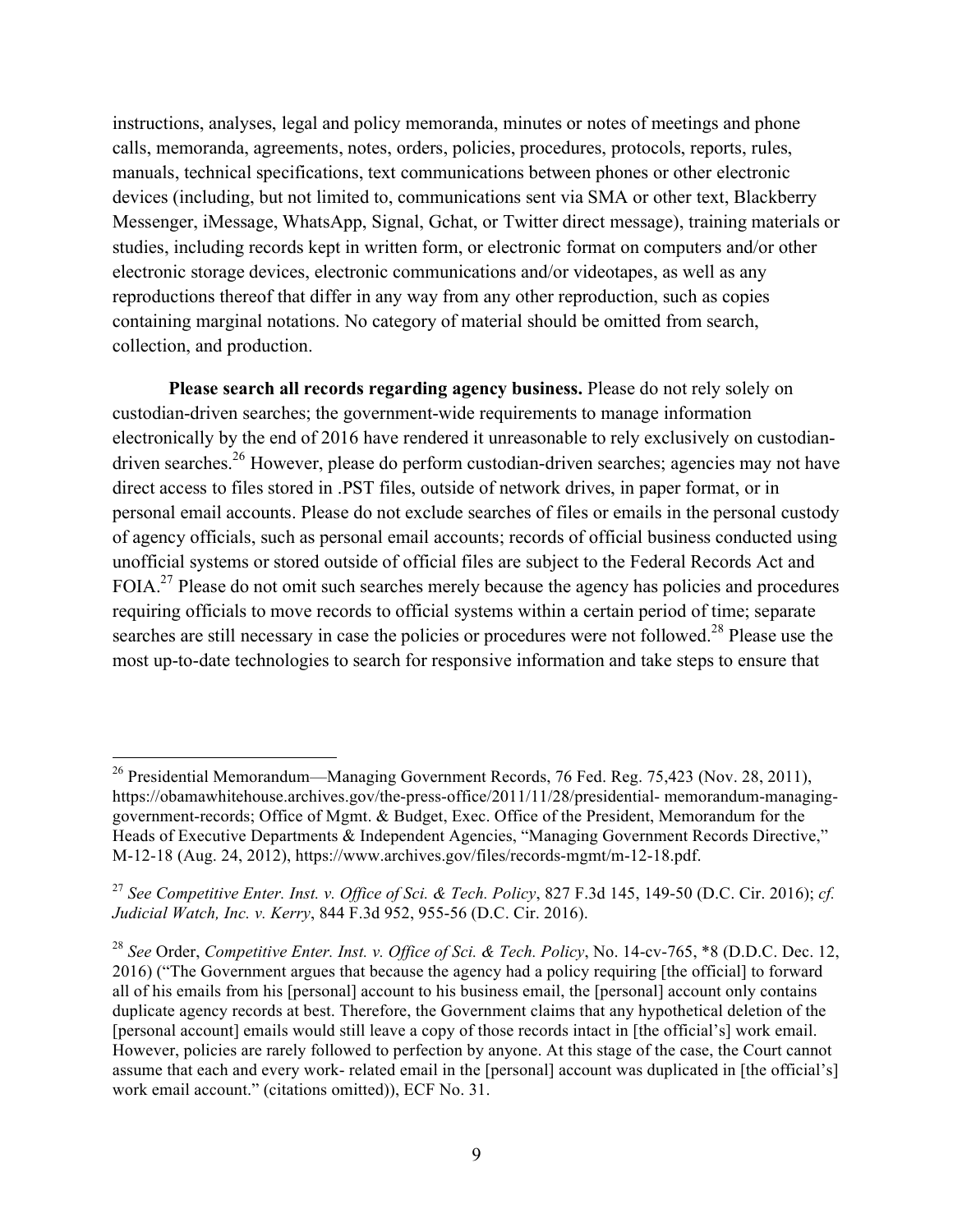instructions, analyses, legal and policy memoranda, minutes or notes of meetings and phone calls, memoranda, agreements, notes, orders, policies, procedures, protocols, reports, rules, manuals, technical specifications, text communications between phones or other electronic devices (including, but not limited to, communications sent via SMA or other text, Blackberry Messenger, iMessage, WhatsApp, Signal, Gchat, or Twitter direct message), training materials or studies, including records kept in written form, or electronic format on computers and/or other electronic storage devices, electronic communications and/or videotapes, as well as any reproductions thereof that differ in any way from any other reproduction, such as copies containing marginal notations. No category of material should be omitted from search, collection, and production.

**Please search all records regarding agency business.** Please do not rely solely on custodian-driven searches; the government-wide requirements to manage information electronically by the end of 2016 have rendered it unreasonable to rely exclusively on custodian-driven searches.[26] However, please do perform custodian-driven searches; agencies may not have direct access to files stored in .PST files, outside of network drives, in paper format, or in personal email accounts. Please do not exclude searches of files or emails in the personal custody of agency officials, such as personal email accounts; records of official business conducted using unofficial systems or stored outside of official files are subject to the Federal Records Act and FOIA.[27] Please do not omit such searches merely because the agency has policies and procedures requiring officials to move records to official systems within a certain period of time; separate searches are still necessary in case the policies or procedures were not followed.[28] Please use the most up-to-date technologies to search for responsive information and take steps to ensure that

---

[26] Presidential Memorandum—Managing Government Records, 76 Fed. Reg. 75,423 (Nov. 28, 2011), https://obamawhitehouse.archives.gov/the-press-office/2011/11/28/presidential- memorandum-managing-government-records; Office of Mgmt. & Budget, Exec. Office of the President, Memorandum for the Heads of Executive Departments & Independent Agencies, "Managing Government Records Directive," M-12-18 (Aug. 24, 2012), https://www.archives.gov/files/records-mgmt/m-12-18.pdf.

[27] *See Competitive Enter. Inst. v. Office of Sci. & Tech. Policy*, 827 F.3d 145, 149-50 (D.C. Cir. 2016); *cf. Judicial Watch, Inc. v. Kerry*, 844 F.3d 952, 955-56 (D.C. Cir. 2016).

[28] *See* Order, *Competitive Enter. Inst. v. Office of Sci. & Tech. Policy*, No. 14-cv-765, *8 (D.D.C. Dec. 12, 2016) ("The Government argues that because the agency had a policy requiring [the official] to forward all of his emails from his [personal] account to his business email, the [personal] account only contains duplicate agency records at best. Therefore, the Government claims that any hypothetical deletion of the [personal account] emails would still leave a copy of those records intact in [the official's] work email. However, policies are rarely followed to perfection by anyone. At this stage of the case, the Court cannot assume that each and every work- related email in the [personal] account was duplicated in [the official's] work email account." (citations omitted)), ECF No. 31.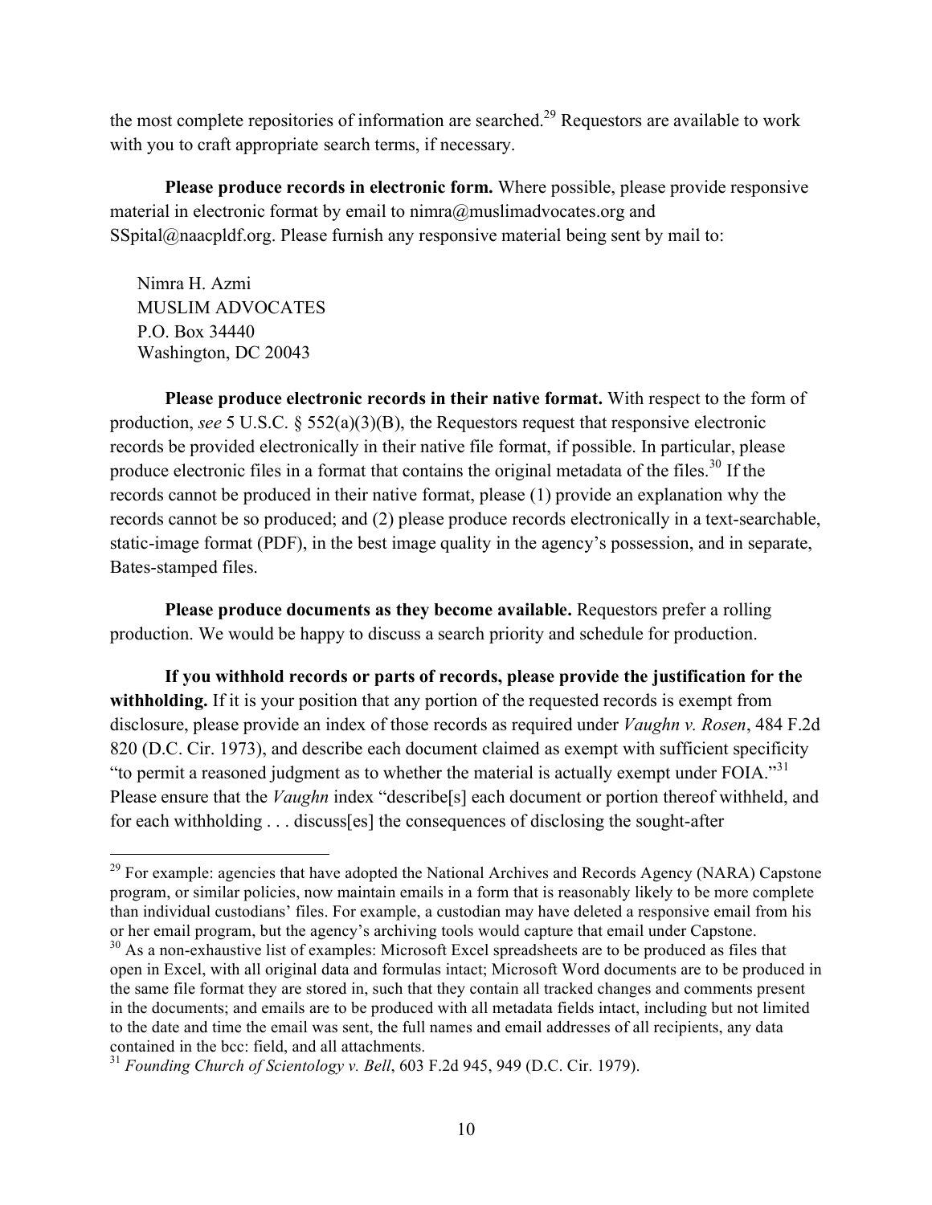the most complete repositories of information are searched.[29] Requestors are available to work with you to craft appropriate search terms, if necessary.

**Please produce records in electronic form.** Where possible, please provide responsive material in electronic format by email to nimra@muslimadvocates.org and SSpital@naacpldf.org. Please furnish any responsive material being sent by mail to:

Nimra H. Azmi
MUSLIM ADVOCATES
P.O. Box 34440
Washington, DC 20043

**Please produce electronic records in their native format.** With respect to the form of production, *see* 5 U.S.C. § 552(a)(3)(B), the Requestors request that responsive electronic records be provided electronically in their native file format, if possible. In particular, please produce electronic files in a format that contains the original metadata of the files.[30] If the records cannot be produced in their native format, please (1) provide an explanation why the records cannot be so produced; and (2) please produce records electronically in a text-searchable, static-image format (PDF), in the best image quality in the agency's possession, and in separate, Bates-stamped files.

**Please produce documents as they become available.** Requestors prefer a rolling production. We would be happy to discuss a search priority and schedule for production.

**If you withhold records or parts of records, please provide the justification for the withholding.** If it is your position that any portion of the requested records is exempt from disclosure, please provide an index of those records as required under *Vaughn v. Rosen*, 484 F.2d 820 (D.C. Cir. 1973), and describe each document claimed as exempt with sufficient specificity "to permit a reasoned judgment as to whether the material is actually exempt under FOIA."[31] Please ensure that the *Vaughn* index "describe[s] each document or portion thereof withheld, and for each withholding . . . discuss[es] the consequences of disclosing the sought-after

---

[29] For example: agencies that have adopted the National Archives and Records Agency (NARA) Capstone program, or similar policies, now maintain emails in a form that is reasonably likely to be more complete than individual custodians' files. For example, a custodian may have deleted a responsive email from his or her email program, but the agency's archiving tools would capture that email under Capstone.

[30] As a non-exhaustive list of examples: Microsoft Excel spreadsheets are to be produced as files that open in Excel, with all original data and formulas intact; Microsoft Word documents are to be produced in the same file format they are stored in, such that they contain all tracked changes and comments present in the documents; and emails are to be produced with all metadata fields intact, including but not limited to the date and time the email was sent, the full names and email addresses of all recipients, any data contained in the bcc: field, and all attachments.

[31] *Founding Church of Scientology v. Bell*, 603 F.2d 945, 949 (D.C. Cir. 1979).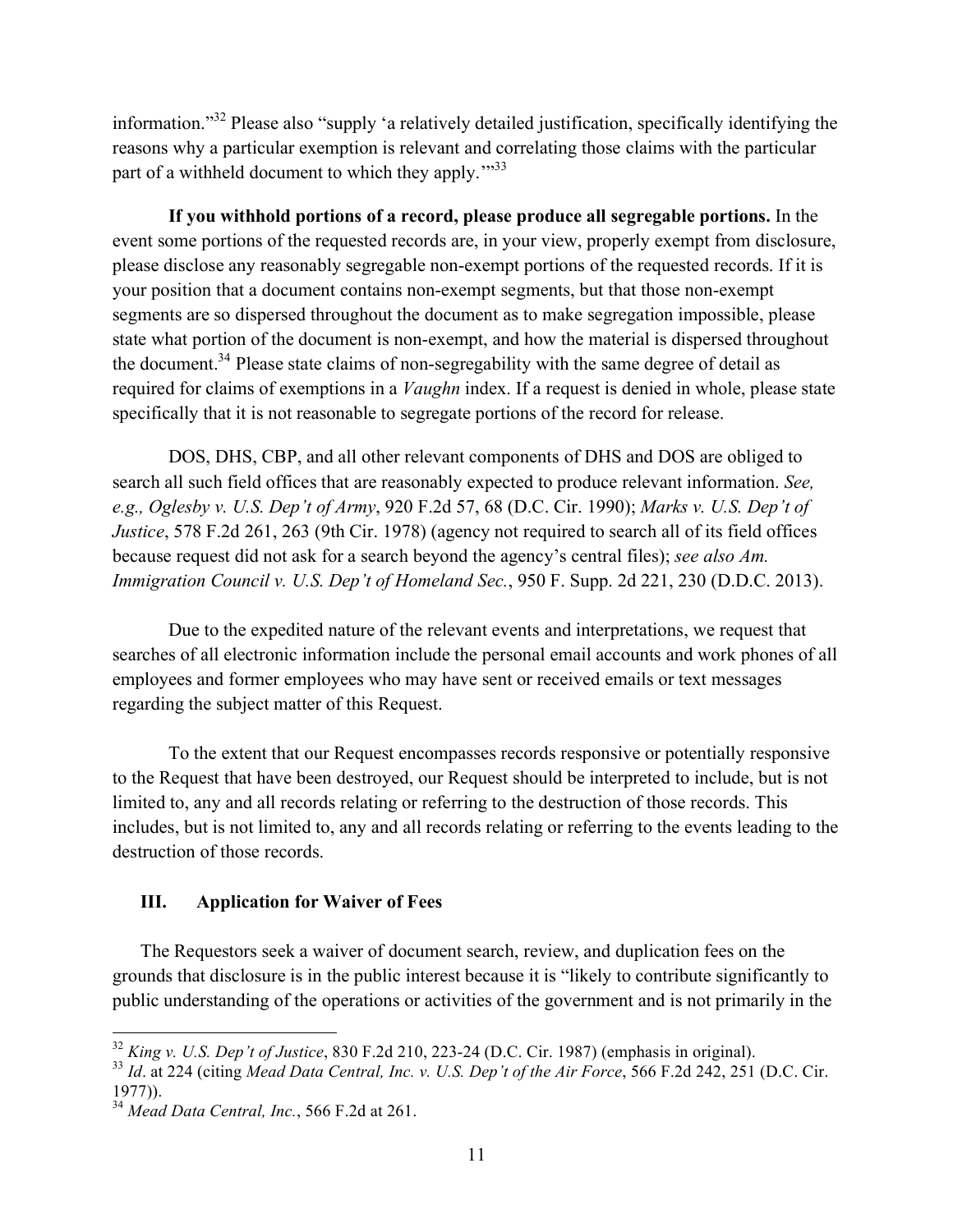information."[32] Please also "supply 'a relatively detailed justification, specifically identifying the reasons why a particular exemption is relevant and correlating those claims with the particular part of a withheld document to which they apply.'"[33]

**If you withhold portions of a record, please produce all segregable portions.** In the event some portions of the requested records are, in your view, properly exempt from disclosure, please disclose any reasonably segregable non-exempt portions of the requested records. If it is your position that a document contains non-exempt segments, but that those non-exempt segments are so dispersed throughout the document as to make segregation impossible, please state what portion of the document is non-exempt, and how the material is dispersed throughout the document.[34] Please state claims of non-segregability with the same degree of detail as required for claims of exemptions in a *Vaughn* index. If a request is denied in whole, please state specifically that it is not reasonable to segregate portions of the record for release.

DOS, DHS, CBP, and all other relevant components of DHS and DOS are obliged to search all such field offices that are reasonably expected to produce relevant information. *See, e.g., Oglesby v. U.S. Dep't of Army*, 920 F.2d 57, 68 (D.C. Cir. 1990); *Marks v. U.S. Dep't of Justice*, 578 F.2d 261, 263 (9th Cir. 1978) (agency not required to search all of its field offices because request did not ask for a search beyond the agency's central files); *see also Am. Immigration Council v. U.S. Dep't of Homeland Sec.*, 950 F. Supp. 2d 221, 230 (D.D.C. 2013).

Due to the expedited nature of the relevant events and interpretations, we request that searches of all electronic information include the personal email accounts and work phones of all employees and former employees who may have sent or received emails or text messages regarding the subject matter of this Request.

To the extent that our Request encompasses records responsive or potentially responsive to the Request that have been destroyed, our Request should be interpreted to include, but is not limited to, any and all records relating or referring to the destruction of those records. This includes, but is not limited to, any and all records relating or referring to the events leading to the destruction of those records.

## III. Application for Waiver of Fees

The Requestors seek a waiver of document search, review, and duplication fees on the grounds that disclosure is in the public interest because it is "likely to contribute significantly to public understanding of the operations or activities of the government and is not primarily in the

---

[32] *King v. U.S. Dep't of Justice*, 830 F.2d 210, 223-24 (D.C. Cir. 1987) (emphasis in original).

[33] *Id*. at 224 (citing *Mead Data Central, Inc. v. U.S. Dep't of the Air Force*, 566 F.2d 242, 251 (D.C. Cir. 1977)).

[34] *Mead Data Central, Inc.*, 566 F.2d at 261.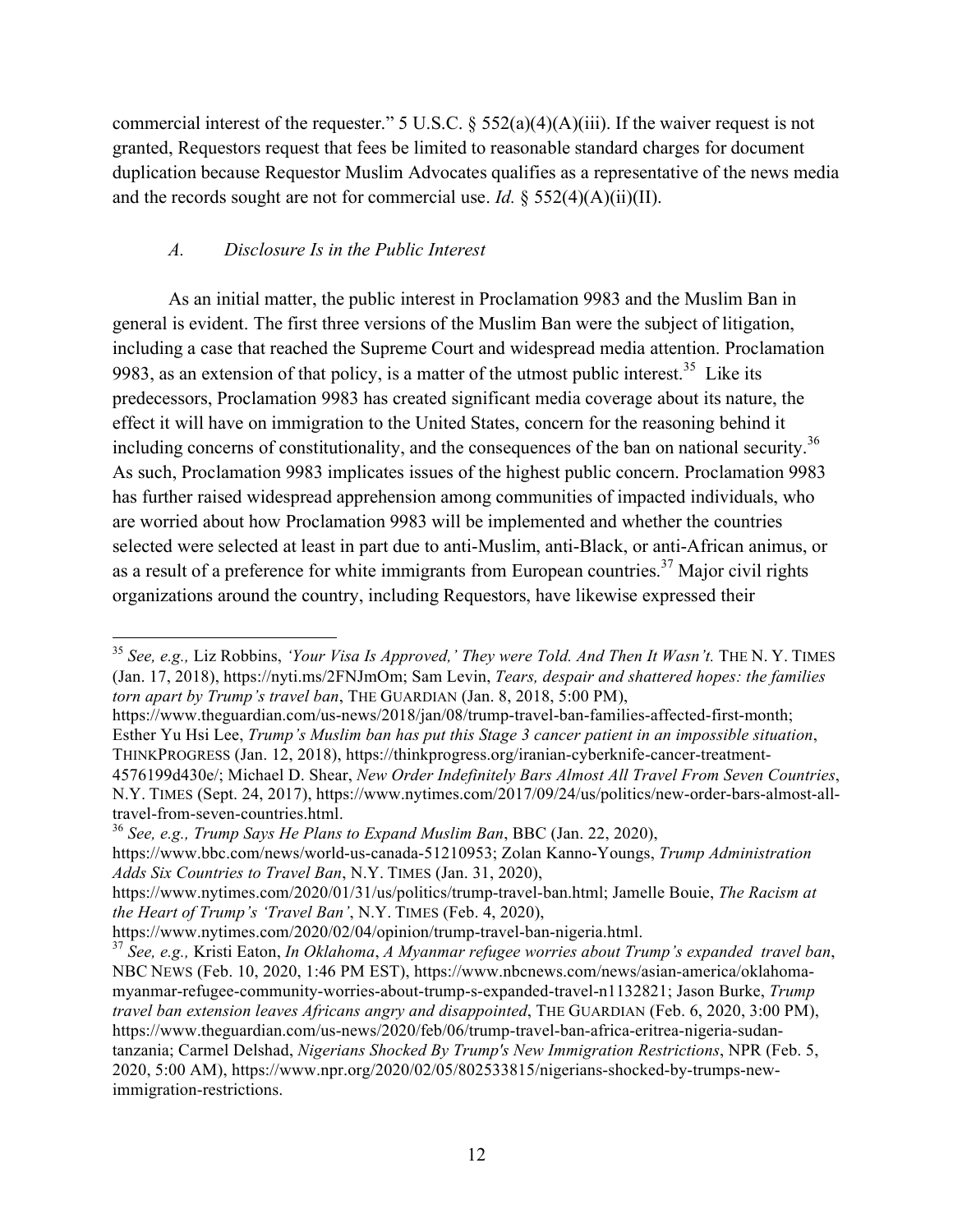commercial interest of the requester." 5 U.S.C. § 552(a)(4)(A)(iii). If the waiver request is not granted, Requestors request that fees be limited to reasonable standard charges for document duplication because Requestor Muslim Advocates qualifies as a representative of the news media and the records sought are not for commercial use. *Id.* § 552(4)(A)(ii)(II).

### *A. Disclosure Is in the Public Interest*

As an initial matter, the public interest in Proclamation 9983 and the Muslim Ban in general is evident. The first three versions of the Muslim Ban were the subject of litigation, including a case that reached the Supreme Court and widespread media attention. Proclamation 9983, as an extension of that policy, is a matter of the utmost public interest.[35] Like its predecessors, Proclamation 9983 has created significant media coverage about its nature, the effect it will have on immigration to the United States, concern for the reasoning behind it including concerns of constitutionality, and the consequences of the ban on national security.[36] As such, Proclamation 9983 implicates issues of the highest public concern. Proclamation 9983 has further raised widespread apprehension among communities of impacted individuals, who are worried about how Proclamation 9983 will be implemented and whether the countries selected were selected at least in part due to anti-Muslim, anti-Black, or anti-African animus, or as a result of a preference for white immigrants from European countries.[37] Major civil rights organizations around the country, including Requestors, have likewise expressed their

---

[35] *See, e.g.,* Liz Robbins, *'Your Visa Is Approved,' They were Told. And Then It Wasn't.* THE N. Y. TIMES (Jan. 17, 2018), https://nyti.ms/2FNJmOm; Sam Levin, *Tears, despair and shattered hopes: the families torn apart by Trump's travel ban*, THE GUARDIAN (Jan. 8, 2018, 5:00 PM), https://www.theguardian.com/us-news/2018/jan/08/trump-travel-ban-families-affected-first-month; Esther Yu Hsi Lee, *Trump's Muslim ban has put this Stage 3 cancer patient in an impossible situation*, THINKPROGRESS (Jan. 12, 2018), https://thinkprogress.org/iranian-cyberknife-cancer-treatment-4576199d430e/; Michael D. Shear, *New Order Indefinitely Bars Almost All Travel From Seven Countries*, N.Y. TIMES (Sept. 24, 2017), https://www.nytimes.com/2017/09/24/us/politics/new-order-bars-almost-all-travel-from-seven-countries.html.

[36] *See, e.g., Trump Says He Plans to Expand Muslim Ban*, BBC (Jan. 22, 2020), https://www.bbc.com/news/world-us-canada-51210953; Zolan Kanno-Youngs, *Trump Administration Adds Six Countries to Travel Ban*, N.Y. TIMES (Jan. 31, 2020), https://www.nytimes.com/2020/01/31/us/politics/trump-travel-ban.html; Jamelle Bouie, *The Racism at the Heart of Trump's 'Travel Ban'*, N.Y. TIMES (Feb. 4, 2020), https://www.nytimes.com/2020/02/04/opinion/trump-travel-ban-nigeria.html.

[37] *See, e.g.,* Kristi Eaton, *In Oklahoma*, *A Myanmar refugee worries about Trump's expanded travel ban*, NBC NEWS (Feb. 10, 2020, 1:46 PM EST), https://www.nbcnews.com/news/asian-america/oklahoma-myanmar-refugee-community-worries-about-trump-s-expanded-travel-n1132821; Jason Burke, *Trump travel ban extension leaves Africans angry and disappointed*, THE GUARDIAN (Feb. 6, 2020, 3:00 PM), https://www.theguardian.com/us-news/2020/feb/06/trump-travel-ban-africa-eritrea-nigeria-sudan-tanzania; Carmel Delshad, *Nigerians Shocked By Trump's New Immigration Restrictions*, NPR (Feb. 5, 2020, 5:00 AM), https://www.npr.org/2020/02/05/802533815/nigerians-shocked-by-trumps-new-immigration-restrictions.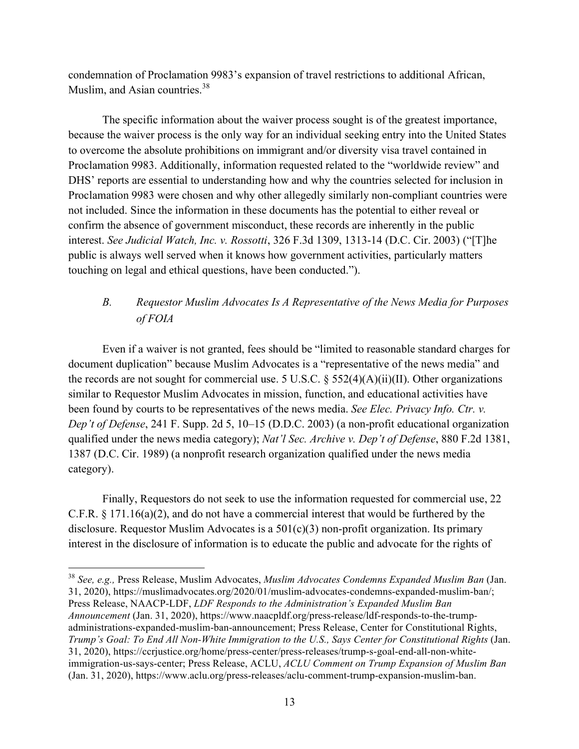condemnation of Proclamation 9983's expansion of travel restrictions to additional African, Muslim, and Asian countries.[38]

The specific information about the waiver process sought is of the greatest importance, because the waiver process is the only way for an individual seeking entry into the United States to overcome the absolute prohibitions on immigrant and/or diversity visa travel contained in Proclamation 9983. Additionally, information requested related to the "worldwide review" and DHS' reports are essential to understanding how and why the countries selected for inclusion in Proclamation 9983 were chosen and why other allegedly similarly non-compliant countries were not included. Since the information in these documents has the potential to either reveal or confirm the absence of government misconduct, these records are inherently in the public interest. *See Judicial Watch, Inc. v. Rossotti*, 326 F.3d 1309, 1313-14 (D.C. Cir. 2003) ("[T]he public is always well served when it knows how government activities, particularly matters touching on legal and ethical questions, have been conducted.").

### *B. Requestor Muslim Advocates Is A Representative of the News Media for Purposes of FOIA*

Even if a waiver is not granted, fees should be "limited to reasonable standard charges for document duplication" because Muslim Advocates is a "representative of the news media" and the records are not sought for commercial use. 5 U.S.C. § 552(4)(A)(ii)(II). Other organizations similar to Requestor Muslim Advocates in mission, function, and educational activities have been found by courts to be representatives of the news media. *See Elec. Privacy Info. Ctr. v. Dep't of Defense*, 241 F. Supp. 2d 5, 10–15 (D.D.C. 2003) (a non-profit educational organization qualified under the news media category); *Nat'l Sec. Archive v. Dep't of Defense*, 880 F.2d 1381, 1387 (D.C. Cir. 1989) (a nonprofit research organization qualified under the news media category).

Finally, Requestors do not seek to use the information requested for commercial use, 22 C.F.R. § 171.16(a)(2), and do not have a commercial interest that would be furthered by the disclosure. Requestor Muslim Advocates is a 501(c)(3) non-profit organization. Its primary interest in the disclosure of information is to educate the public and advocate for the rights of

---

[38] *See, e.g.,* Press Release, Muslim Advocates, *Muslim Advocates Condemns Expanded Muslim Ban* (Jan. 31, 2020), https://muslimadvocates.org/2020/01/muslim-advocates-condemns-expanded-muslim-ban/; Press Release, NAACP-LDF, *LDF Responds to the Administration's Expanded Muslim Ban Announcement* (Jan. 31, 2020), https://www.naacpldf.org/press-release/ldf-responds-to-the-trump-administrations-expanded-muslim-ban-announcement; Press Release, Center for Constitutional Rights, *Trump's Goal: To End All Non-White Immigration to the U.S., Says Center for Constitutional Rights* (Jan. 31, 2020), https://ccrjustice.org/home/press-center/press-releases/trump-s-goal-end-all-non-white-immigration-us-says-center; Press Release, ACLU, *ACLU Comment on Trump Expansion of Muslim Ban* (Jan. 31, 2020), https://www.aclu.org/press-releases/aclu-comment-trump-expansion-muslim-ban.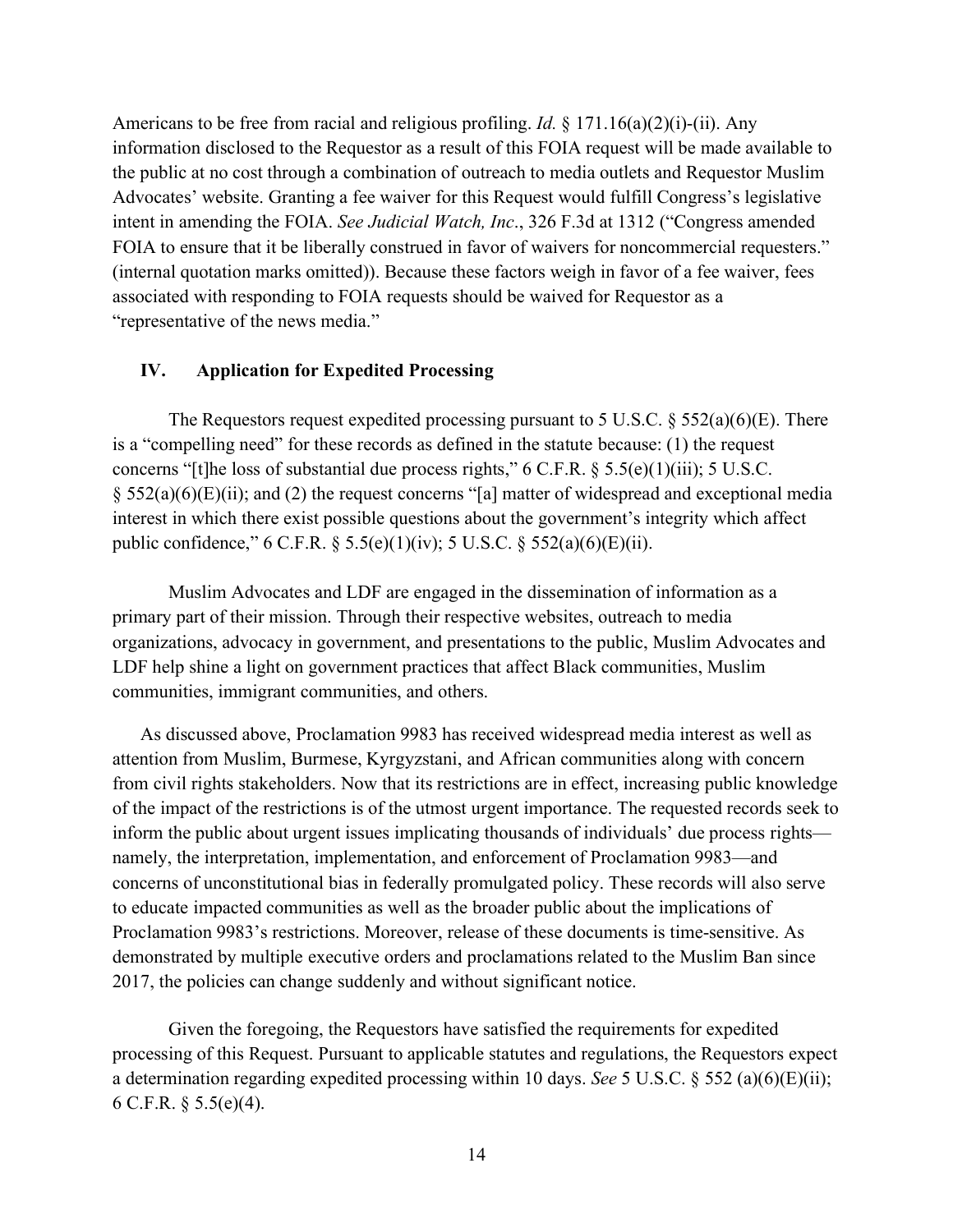Americans to be free from racial and religious profiling. *Id.* § 171.16(a)(2)(i)-(ii). Any information disclosed to the Requestor as a result of this FOIA request will be made available to the public at no cost through a combination of outreach to media outlets and Requestor Muslim Advocates' website. Granting a fee waiver for this Request would fulfill Congress's legislative intent in amending the FOIA. *See Judicial Watch, Inc*., 326 F.3d at 1312 ("Congress amended FOIA to ensure that it be liberally construed in favor of waivers for noncommercial requesters." (internal quotation marks omitted)). Because these factors weigh in favor of a fee waiver, fees associated with responding to FOIA requests should be waived for Requestor as a "representative of the news media."

## IV. Application for Expedited Processing

The Requestors request expedited processing pursuant to 5 U.S.C. § 552(a)(6)(E). There is a "compelling need" for these records as defined in the statute because: (1) the request concerns "[t]he loss of substantial due process rights," 6 C.F.R. § 5.5(e)(1)(iii); 5 U.S.C. § 552(a)(6)(E)(ii); and (2) the request concerns "[a] matter of widespread and exceptional media interest in which there exist possible questions about the government's integrity which affect public confidence," 6 C.F.R. § 5.5(e)(1)(iv); 5 U.S.C. § 552(a)(6)(E)(ii).

Muslim Advocates and LDF are engaged in the dissemination of information as a primary part of their mission. Through their respective websites, outreach to media organizations, advocacy in government, and presentations to the public, Muslim Advocates and LDF help shine a light on government practices that affect Black communities, Muslim communities, immigrant communities, and others.

As discussed above, Proclamation 9983 has received widespread media interest as well as attention from Muslim, Burmese, Kyrgyzstani, and African communities along with concern from civil rights stakeholders. Now that its restrictions are in effect, increasing public knowledge of the impact of the restrictions is of the utmost urgent importance. The requested records seek to inform the public about urgent issues implicating thousands of individuals' due process rights—namely, the interpretation, implementation, and enforcement of Proclamation 9983—and concerns of unconstitutional bias in federally promulgated policy. These records will also serve to educate impacted communities as well as the broader public about the implications of Proclamation 9983's restrictions. Moreover, release of these documents is time-sensitive. As demonstrated by multiple executive orders and proclamations related to the Muslim Ban since 2017, the policies can change suddenly and without significant notice.

Given the foregoing, the Requestors have satisfied the requirements for expedited processing of this Request. Pursuant to applicable statutes and regulations, the Requestors expect a determination regarding expedited processing within 10 days. *See* 5 U.S.C. § 552 (a)(6)(E)(ii); 6 C.F.R. § 5.5(e)(4).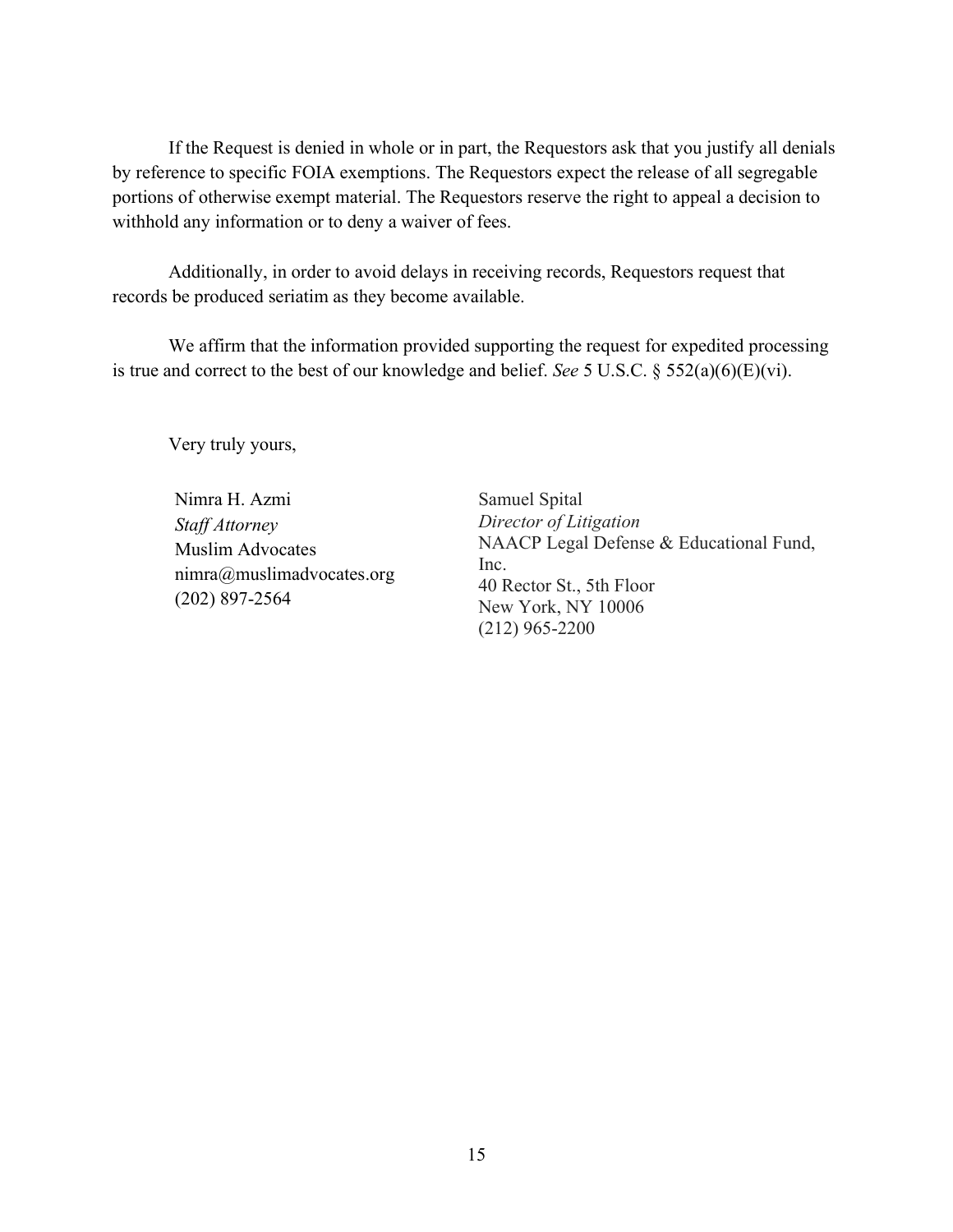If the Request is denied in whole or in part, the Requestors ask that you justify all denials by reference to specific FOIA exemptions. The Requestors expect the release of all segregable portions of otherwise exempt material. The Requestors reserve the right to appeal a decision to withhold any information or to deny a waiver of fees.

Additionally, in order to avoid delays in receiving records, Requestors request that records be produced seriatim as they become available.

We affirm that the information provided supporting the request for expedited processing is true and correct to the best of our knowledge and belief. *See* 5 U.S.C. § 552(a)(6)(E)(vi).

Very truly yours,

Nimra H. Azmi
*Staff Attorney*
Muslim Advocates
nimra@muslimadvocates.org
(202) 897-2564

Samuel Spital
*Director of Litigation*
NAACP Legal Defense & Educational Fund, Inc.
40 Rector St., 5th Floor
New York, NY 10006
(212) 965-2200